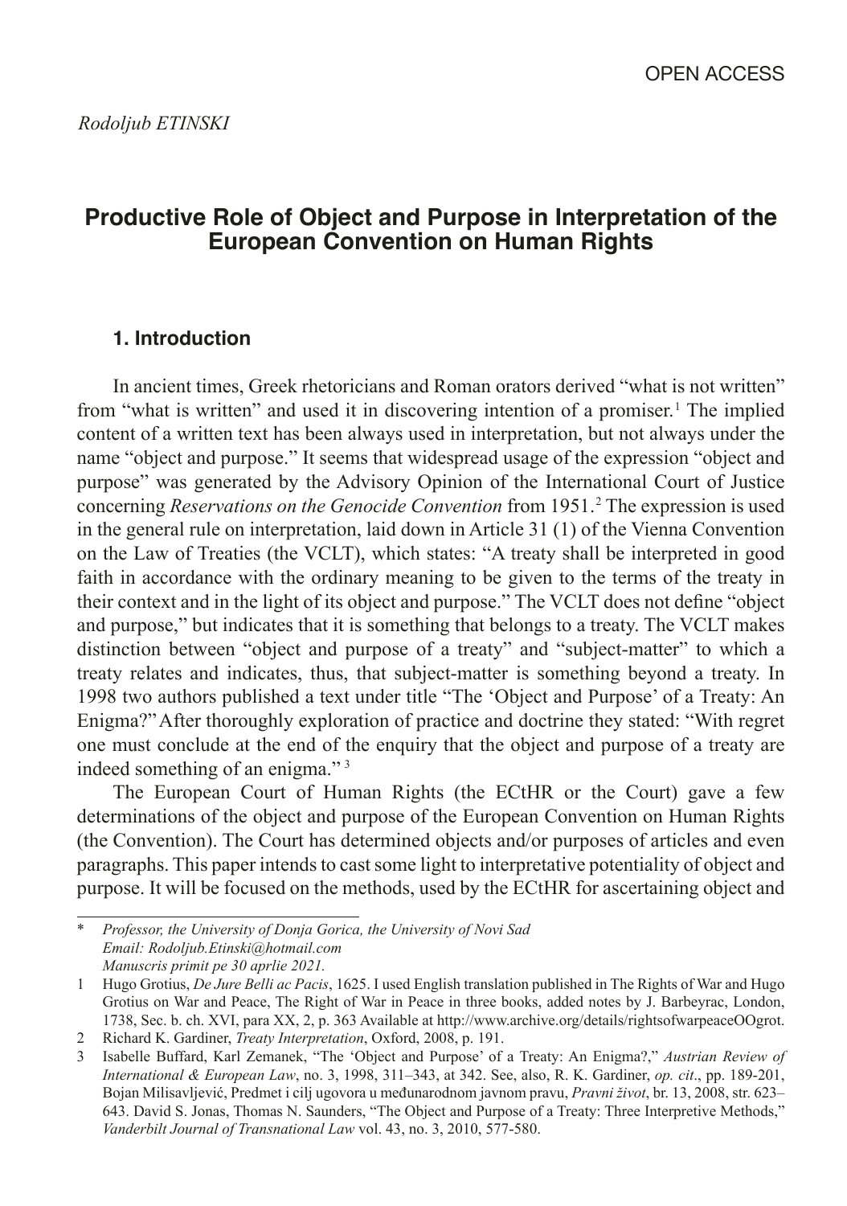OPEN ACCESS

*Rodoljub ETINSKI*

# Productive Role of Object and Purpose in Interpretation of the European Convention on Human Rights

## 1. Introduction

In ancient times, Greek rhetoricians and Roman orators derived "what is not written" from "what is written" and used it in discovering intention of a promiser.[1] The implied content of a written text has been always used in interpretation, but not always under the name "object and purpose." It seems that widespread usage of the expression "object and purpose" was generated by the Advisory Opinion of the International Court of Justice concerning *Reservations on the Genocide Convention* from 1951.[2] The expression is used in the general rule on interpretation, laid down in Article 31 (1) of the Vienna Convention on the Law of Treaties (the VCLT), which states: "A treaty shall be interpreted in good faith in accordance with the ordinary meaning to be given to the terms of the treaty in their context and in the light of its object and purpose." The VCLT does not define "object and purpose," but indicates that it is something that belongs to a treaty. The VCLT makes distinction between "object and purpose of a treaty" and "subject-matter" to which a treaty relates and indicates, thus, that subject-matter is something beyond a treaty. In 1998 two authors published a text under title "The 'Object and Purpose' of a Treaty: An Enigma?" After thoroughly exploration of practice and doctrine they stated: "With regret one must conclude at the end of the enquiry that the object and purpose of a treaty are indeed something of an enigma." [3]

The European Court of Human Rights (the ECtHR or the Court) gave a few determinations of the object and purpose of the European Convention on Human Rights (the Convention). The Court has determined objects and/or purposes of articles and even paragraphs. This paper intends to cast some light to interpretative potentiality of object and purpose. It will be focused on the methods, used by the ECtHR for ascertaining object and

---

\* *Professor, the University of Donja Gorica, the University of Novi Sad*
*Email: Rodoljub.Etinski@hotmail.com*
*Manuscris primit pe 30 aprlie 2021.*

1 Hugo Grotius, *De Jure Belli ac Pacis*, 1625. I used English translation published in The Rights of War and Hugo Grotius on War and Peace, The Right of War in Peace in three books, added notes by J. Barbeyrac, London, 1738, Sec. b. ch. XVI, para XX, 2, p. 363 Available at http://www.archive.org/details/rightsofwarpeaceOOgrot.

2 Richard K. Gardiner, *Treaty Interpretation*, Oxford, 2008, p. 191.

3 Isabelle Buffard, Karl Zemanek, "The 'Object and Purpose' of a Treaty: An Enigma?," *Austrian Review of International & European Law*, no. 3, 1998, 311–343, at 342. See, also, R. K. Gardiner, *op. cit*., pp. 189-201, Bojan Milisavljević, Predmet i cilj ugovora u međunarodnom javnom pravu, *Pravni život*, br. 13, 2008, str. 623–643. David S. Jonas, Thomas N. Saunders, "The Object and Purpose of a Treaty: Three Interpretive Methods," *Vanderbilt Journal of Transnational Law* vol. 43, no. 3, 2010, 577-580.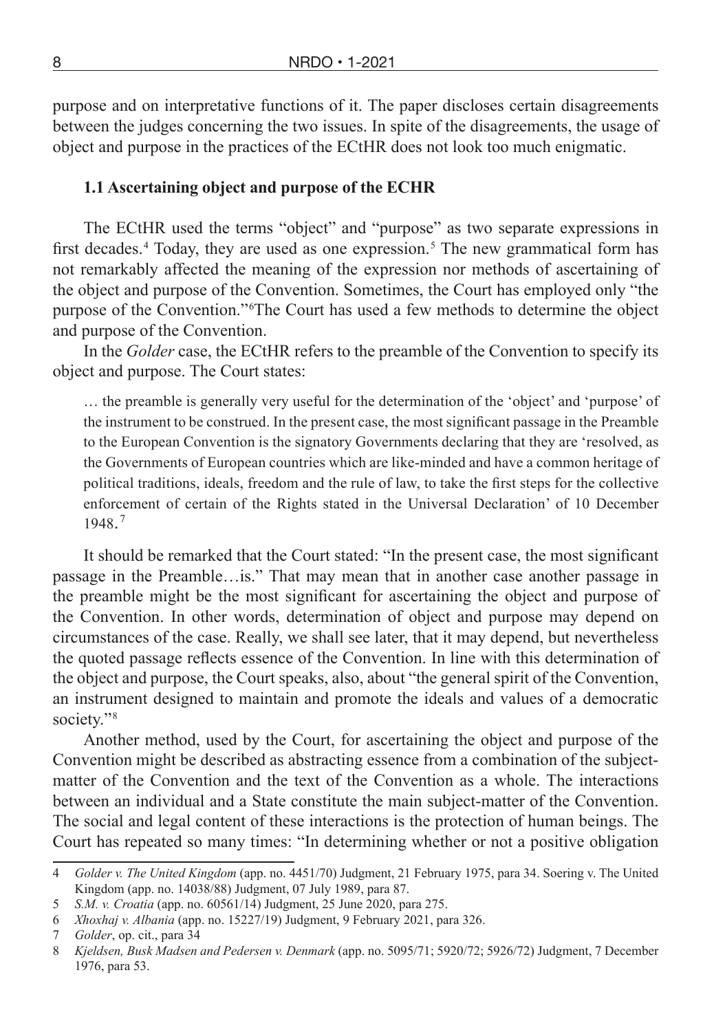purpose and on interpretative functions of it. The paper discloses certain disagreements between the judges concerning the two issues. In spite of the disagreements, the usage of object and purpose in the practices of the ECtHR does not look too much enigmatic.

### 1.1 Ascertaining object and purpose of the ECHR

The ECtHR used the terms "object" and "purpose" as two separate expressions in first decades.[4] Today, they are used as one expression.[5] The new grammatical form has not remarkably affected the meaning of the expression nor methods of ascertaining of the object and purpose of the Convention. Sometimes, the Court has employed only "the purpose of the Convention."[6] The Court has used a few methods to determine the object and purpose of the Convention.

In the *Golder* case, the ECtHR refers to the preamble of the Convention to specify its object and purpose. The Court states:

> … the preamble is generally very useful for the determination of the 'object' and 'purpose' of the instrument to be construed. In the present case, the most significant passage in the Preamble to the European Convention is the signatory Governments declaring that they are 'resolved, as the Governments of European countries which are like-minded and have a common heritage of political traditions, ideals, freedom and the rule of law, to take the first steps for the collective enforcement of certain of the Rights stated in the Universal Declaration' of 10 December 1948.[7]

It should be remarked that the Court stated: "In the present case, the most significant passage in the Preamble…is." That may mean that in another case another passage in the preamble might be the most significant for ascertaining the object and purpose of the Convention. In other words, determination of object and purpose may depend on circumstances of the case. Really, we shall see later, that it may depend, but nevertheless the quoted passage reflects essence of the Convention. In line with this determination of the object and purpose, the Court speaks, also, about "the general spirit of the Convention, an instrument designed to maintain and promote the ideals and values of a democratic society."[8]

Another method, used by the Court, for ascertaining the object and purpose of the Convention might be described as abstracting essence from a combination of the subject-matter of the Convention and the text of the Convention as a whole. The interactions between an individual and a State constitute the main subject-matter of the Convention. The social and legal content of these interactions is the protection of human beings. The Court has repeated so many times: "In determining whether or not a positive obligation

---

4 *Golder v. The United Kingdom* (app. no. 4451/70) Judgment, 21 February 1975, para 34. Soering v. The United Kingdom (app. no. 14038/88) Judgment, 07 July 1989, para 87.

5 *S.M. v. Croatia* (app. no. 60561/14) Judgment, 25 June 2020, para 275.

6 *Xhoxhaj v. Albania* (app. no. 15227/19) Judgment, 9 February 2021, para 326.

7 *Golder*, op. cit., para 34

8 *Kjeldsen, Busk Madsen and Pedersen v. Denmark* (app. no. 5095/71; 5920/72; 5926/72) Judgment, 7 December 1976, para 53.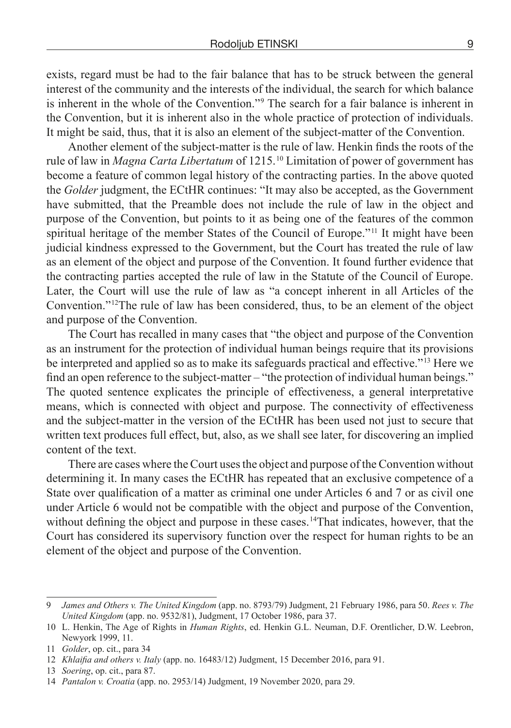exists, regard must be had to the fair balance that has to be struck between the general interest of the community and the interests of the individual, the search for which balance is inherent in the whole of the Convention."[9] The search for a fair balance is inherent in the Convention, but it is inherent also in the whole practice of protection of individuals. It might be said, thus, that it is also an element of the subject-matter of the Convention.

Another element of the subject-matter is the rule of law. Henkin finds the roots of the rule of law in *Magna Carta Libertatum* of 1215.[10] Limitation of power of government has become a feature of common legal history of the contracting parties. In the above quoted the *Golder* judgment, the ECtHR continues: "It may also be accepted, as the Government have submitted, that the Preamble does not include the rule of law in the object and purpose of the Convention, but points to it as being one of the features of the common spiritual heritage of the member States of the Council of Europe."[11] It might have been judicial kindness expressed to the Government, but the Court has treated the rule of law as an element of the object and purpose of the Convention. It found further evidence that the contracting parties accepted the rule of law in the Statute of the Council of Europe. Later, the Court will use the rule of law as "a concept inherent in all Articles of the Convention."[12]The rule of law has been considered, thus, to be an element of the object and purpose of the Convention.

The Court has recalled in many cases that "the object and purpose of the Convention as an instrument for the protection of individual human beings require that its provisions be interpreted and applied so as to make its safeguards practical and effective."[13] Here we find an open reference to the subject-matter – "the protection of individual human beings." The quoted sentence explicates the principle of effectiveness, a general interpretative means, which is connected with object and purpose. The connectivity of effectiveness and the subject-matter in the version of the ECtHR has been used not just to secure that written text produces full effect, but, also, as we shall see later, for discovering an implied content of the text.

There are cases where the Court uses the object and purpose of the Convention without determining it. In many cases the ECtHR has repeated that an exclusive competence of a State over qualification of a matter as criminal one under Articles 6 and 7 or as civil one under Article 6 would not be compatible with the object and purpose of the Convention, without defining the object and purpose in these cases.[14]That indicates, however, that the Court has considered its supervisory function over the respect for human rights to be an element of the object and purpose of the Convention.

---

9 *James and Others v. The United Kingdom* (app. no. 8793/79) Judgment, 21 February 1986, para 50. *Rees v. The United Kingdom* (app. no. 9532/81), Judgment, 17 October 1986, para 37.

10 L. Henkin, The Age of Rights in *Human Rights*, ed. Henkin G.L. Neuman, D.F. Orentlicher, D.W. Leebron, Newyork 1999, 11.

11 *Golder*, op. cit., para 34

12 *Khlaifia and others v. Italy* (app. no. 16483/12) Judgment, 15 December 2016, para 91.

13 *Soering*, op. cit., para 87.

14 *Pantalon v. Croatia* (app. no. 2953/14) Judgment, 19 November 2020, para 29.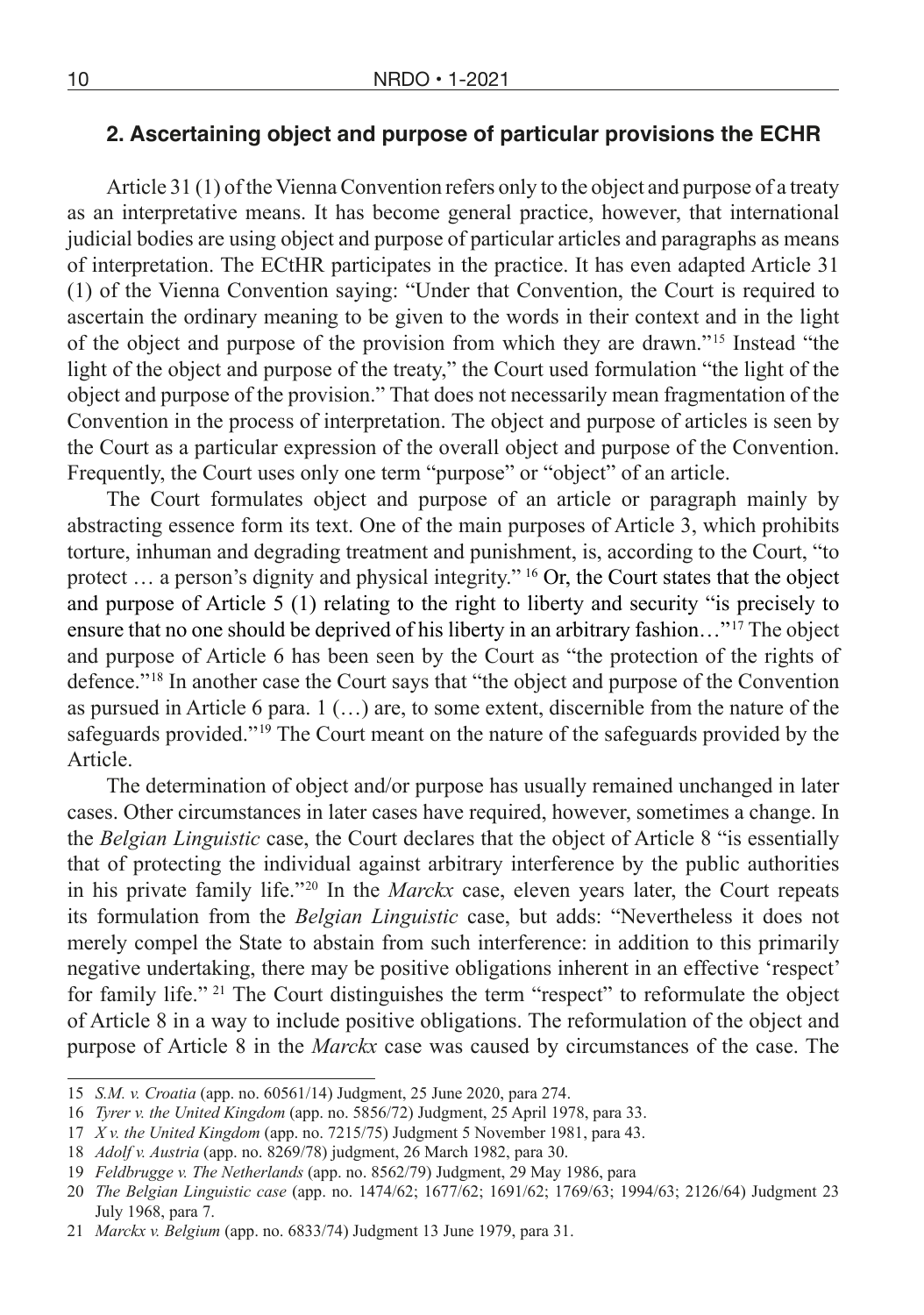## 2. Ascertaining object and purpose of particular provisions the ECHR

Article 31 (1) of the Vienna Convention refers only to the object and purpose of a treaty as an interpretative means. It has become general practice, however, that international judicial bodies are using object and purpose of particular articles and paragraphs as means of interpretation. The ECtHR participates in the practice. It has even adapted Article 31 (1) of the Vienna Convention saying: "Under that Convention, the Court is required to ascertain the ordinary meaning to be given to the words in their context and in the light of the object and purpose of the provision from which they are drawn."[15] Instead "the light of the object and purpose of the treaty," the Court used formulation "the light of the object and purpose of the provision." That does not necessarily mean fragmentation of the Convention in the process of interpretation. The object and purpose of articles is seen by the Court as a particular expression of the overall object and purpose of the Convention. Frequently, the Court uses only one term "purpose" or "object" of an article.

The Court formulates object and purpose of an article or paragraph mainly by abstracting essence form its text. One of the main purposes of Article 3, which prohibits torture, inhuman and degrading treatment and punishment, is, according to the Court, "to protect … a person's dignity and physical integrity." [16] Or, the Court states that the object and purpose of Article 5 (1) relating to the right to liberty and security "is precisely to ensure that no one should be deprived of his liberty in an arbitrary fashion…"[17] The object and purpose of Article 6 has been seen by the Court as "the protection of the rights of defence."[18] In another case the Court says that "the object and purpose of the Convention as pursued in Article 6 para. 1 (…) are, to some extent, discernible from the nature of the safeguards provided."[19] The Court meant on the nature of the safeguards provided by the Article.

The determination of object and/or purpose has usually remained unchanged in later cases. Other circumstances in later cases have required, however, sometimes a change. In the *Belgian Linguistic* case, the Court declares that the object of Article 8 "is essentially that of protecting the individual against arbitrary interference by the public authorities in his private family life."[20] In the *Marckx* case, eleven years later, the Court repeats its formulation from the *Belgian Linguistic* case, but adds: "Nevertheless it does not merely compel the State to abstain from such interference: in addition to this primarily negative undertaking, there may be positive obligations inherent in an effective 'respect' for family life." [21] The Court distinguishes the term "respect" to reformulate the object of Article 8 in a way to include positive obligations. The reformulation of the object and purpose of Article 8 in the *Marckx* case was caused by circumstances of the case. The

---

15 *S.M. v. Croatia* (app. no. 60561/14) Judgment, 25 June 2020, para 274.

16 *Tyrer v. the United Kingdom* (app. no. 5856/72) Judgment, 25 April 1978, para 33.

17 *X v. the United Kingdom* (app. no. 7215/75) Judgment 5 November 1981, para 43.

18 *Adolf v. Austria* (app. no. 8269/78) judgment, 26 March 1982, para 30.

19 *Feldbrugge v. The Netherlands* (app. no. 8562/79) Judgment, 29 May 1986, para

20 *The Belgian Linguistic case* (app. no. 1474/62; 1677/62; 1691/62; 1769/63; 1994/63; 2126/64) Judgment 23 July 1968, para 7.

21 *Marckx v. Belgium* (app. no. 6833/74) Judgment 13 June 1979, para 31.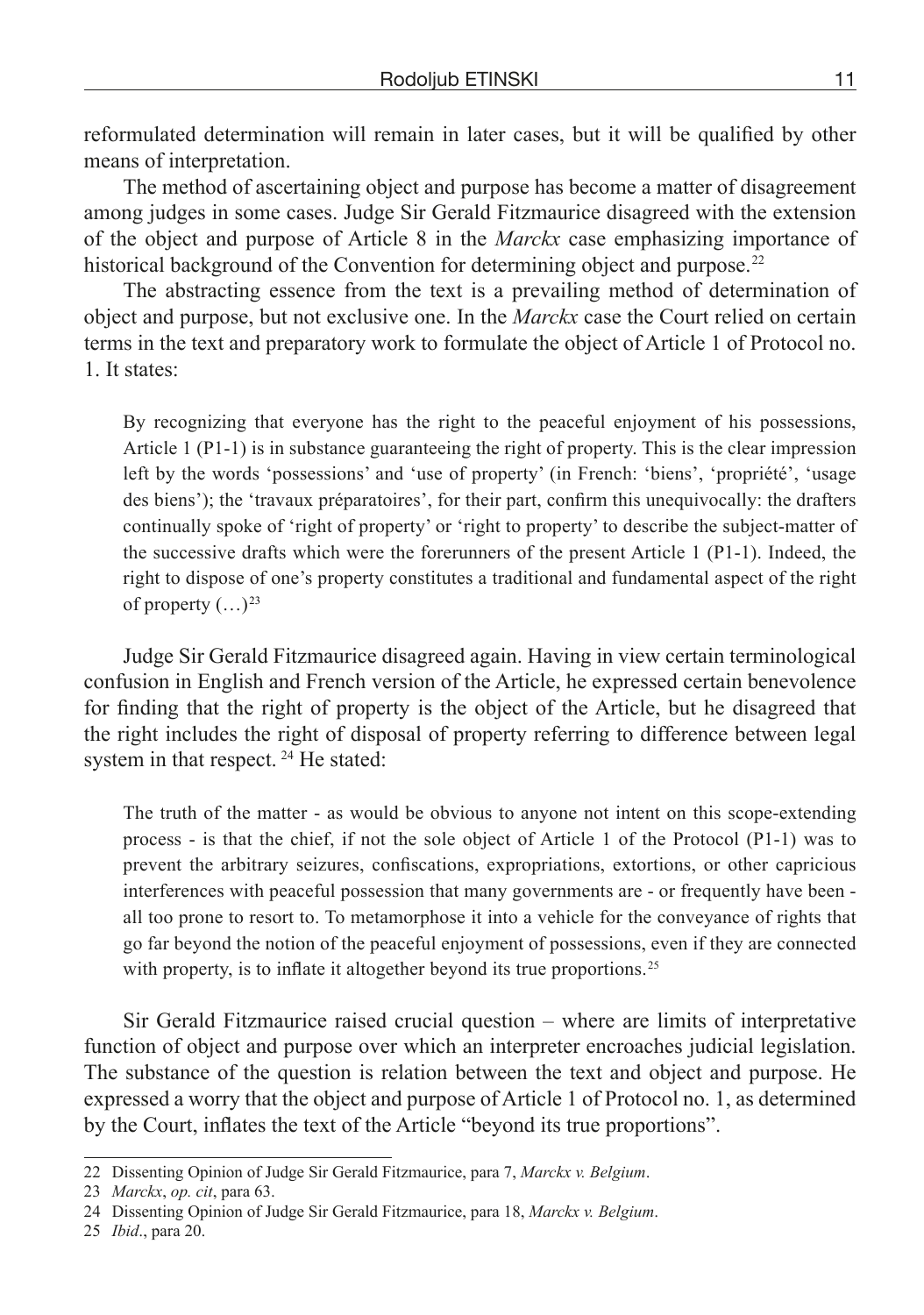reformulated determination will remain in later cases, but it will be qualified by other means of interpretation.

The method of ascertaining object and purpose has become a matter of disagreement among judges in some cases. Judge Sir Gerald Fitzmaurice disagreed with the extension of the object and purpose of Article 8 in the *Marckx* case emphasizing importance of historical background of the Convention for determining object and purpose.[22]

The abstracting essence from the text is a prevailing method of determination of object and purpose, but not exclusive one. In the *Marckx* case the Court relied on certain terms in the text and preparatory work to formulate the object of Article 1 of Protocol no. 1. It states:

> By recognizing that everyone has the right to the peaceful enjoyment of his possessions, Article 1 (P1-1) is in substance guaranteeing the right of property. This is the clear impression left by the words 'possessions' and 'use of property' (in French: 'biens', 'propriété', 'usage des biens'); the 'travaux préparatoires', for their part, confirm this unequivocally: the drafters continually spoke of 'right of property' or 'right to property' to describe the subject-matter of the successive drafts which were the forerunners of the present Article 1 (P1-1). Indeed, the right to dispose of one's property constitutes a traditional and fundamental aspect of the right of property (…)[23]

Judge Sir Gerald Fitzmaurice disagreed again. Having in view certain terminological confusion in English and French version of the Article, he expressed certain benevolence for finding that the right of property is the object of the Article, but he disagreed that the right includes the right of disposal of property referring to difference between legal system in that respect. [24] He stated:

> The truth of the matter - as would be obvious to anyone not intent on this scope-extending process - is that the chief, if not the sole object of Article 1 of the Protocol (P1-1) was to prevent the arbitrary seizures, confiscations, expropriations, extortions, or other capricious interferences with peaceful possession that many governments are - or frequently have been - all too prone to resort to. To metamorphose it into a vehicle for the conveyance of rights that go far beyond the notion of the peaceful enjoyment of possessions, even if they are connected with property, is to inflate it altogether beyond its true proportions.[25]

Sir Gerald Fitzmaurice raised crucial question – where are limits of interpretative function of object and purpose over which an interpreter encroaches judicial legislation. The substance of the question is relation between the text and object and purpose. He expressed a worry that the object and purpose of Article 1 of Protocol no. 1, as determined by the Court, inflates the text of the Article "beyond its true proportions".

---

22 Dissenting Opinion of Judge Sir Gerald Fitzmaurice, para 7, *Marckx v. Belgium*.

23 *Marckx*, *op. cit*, para 63.

24 Dissenting Opinion of Judge Sir Gerald Fitzmaurice, para 18, *Marckx v. Belgium*.

25 *Ibid*., para 20.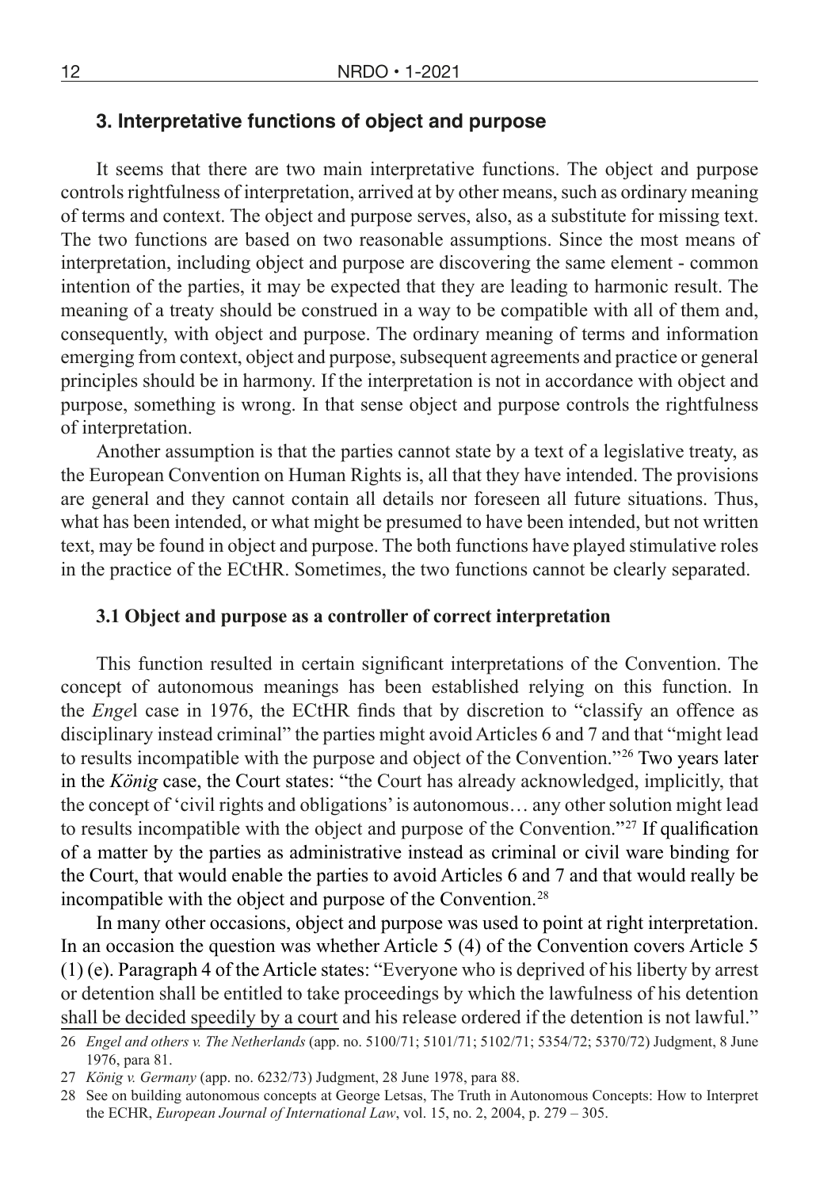## 3. Interpretative functions of object and purpose

It seems that there are two main interpretative functions. The object and purpose controls rightfulness of interpretation, arrived at by other means, such as ordinary meaning of terms and context. The object and purpose serves, also, as a substitute for missing text. The two functions are based on two reasonable assumptions. Since the most means of interpretation, including object and purpose are discovering the same element - common intention of the parties, it may be expected that they are leading to harmonic result. The meaning of a treaty should be construed in a way to be compatible with all of them and, consequently, with object and purpose. The ordinary meaning of terms and information emerging from context, object and purpose, subsequent agreements and practice or general principles should be in harmony. If the interpretation is not in accordance with object and purpose, something is wrong. In that sense object and purpose controls the rightfulness of interpretation.

Another assumption is that the parties cannot state by a text of a legislative treaty, as the European Convention on Human Rights is, all that they have intended. The provisions are general and they cannot contain all details nor foreseen all future situations. Thus, what has been intended, or what might be presumed to have been intended, but not written text, may be found in object and purpose. The both functions have played stimulative roles in the practice of the ECtHR. Sometimes, the two functions cannot be clearly separated.

### 3.1 Object and purpose as a controller of correct interpretation

This function resulted in certain significant interpretations of the Convention. The concept of autonomous meanings has been established relying on this function. In the *Enge*l case in 1976, the ECtHR finds that by discretion to "classify an offence as disciplinary instead criminal" the parties might avoid Articles 6 and 7 and that "might lead to results incompatible with the purpose and object of the Convention."[26] Two years later in the *König* case, the Court states: "the Court has already acknowledged, implicitly, that the concept of 'civil rights and obligations' is autonomous… any other solution might lead to results incompatible with the object and purpose of the Convention."[27] If qualification of a matter by the parties as administrative instead as criminal or civil ware binding for the Court, that would enable the parties to avoid Articles 6 and 7 and that would really be incompatible with the object and purpose of the Convention.[28]

In many other occasions, object and purpose was used to point at right interpretation. In an occasion the question was whether Article 5 (4) of the Convention covers Article 5 (1) (e). Paragraph 4 of the Article states: "Everyone who is deprived of his liberty by arrest or detention shall be entitled to take proceedings by which the lawfulness of his detention <u>shall be decided speedily by a court</u> and his release ordered if the detention is not lawful."

26 *Engel and others v. The Netherlands* (app. no. 5100/71; 5101/71; 5102/71; 5354/72; 5370/72) Judgment, 8 June 1976, para 81.

27 *König v. Germany* (app. no. 6232/73) Judgment, 28 June 1978, para 88.

28 See on building autonomous concepts at George Letsas, The Truth in Autonomous Concepts: How to Interpret the ECHR, *European Journal of International Law*, vol. 15, no. 2, 2004, p. 279 – 305.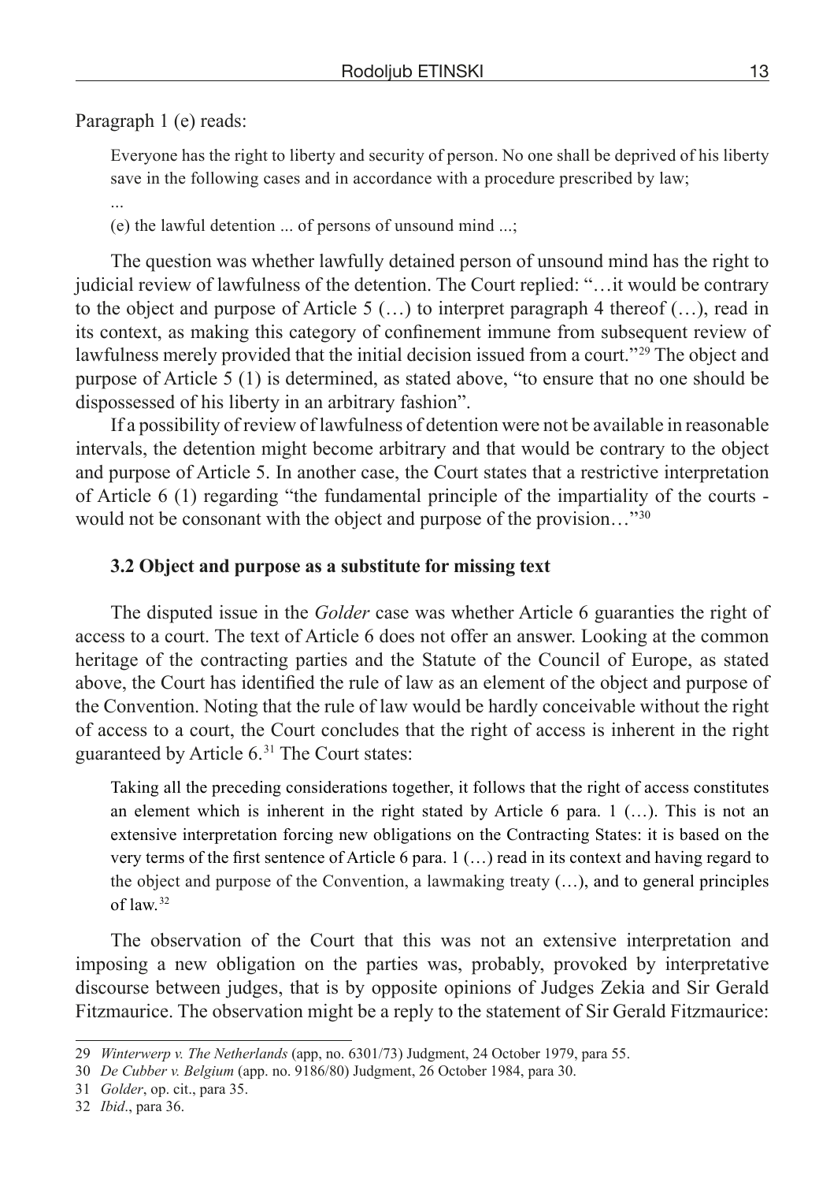Paragraph 1 (e) reads:

> Everyone has the right to liberty and security of person. No one shall be deprived of his liberty save in the following cases and in accordance with a procedure prescribed by law;
>
> ...
>
> (e) the lawful detention ... of persons of unsound mind ...;

The question was whether lawfully detained person of unsound mind has the right to judicial review of lawfulness of the detention. The Court replied: "…it would be contrary to the object and purpose of Article 5 (…) to interpret paragraph 4 thereof (…), read in its context, as making this category of confinement immune from subsequent review of lawfulness merely provided that the initial decision issued from a court."[29] The object and purpose of Article 5 (1) is determined, as stated above, "to ensure that no one should be dispossessed of his liberty in an arbitrary fashion".

If a possibility of review of lawfulness of detention were not be available in reasonable intervals, the detention might become arbitrary and that would be contrary to the object and purpose of Article 5. In another case, the Court states that a restrictive interpretation of Article 6 (1) regarding "the fundamental principle of the impartiality of the courts - would not be consonant with the object and purpose of the provision…"[30]

### 3.2 Object and purpose as a substitute for missing text

The disputed issue in the *Golder* case was whether Article 6 guaranties the right of access to a court. The text of Article 6 does not offer an answer. Looking at the common heritage of the contracting parties and the Statute of the Council of Europe, as stated above, the Court has identified the rule of law as an element of the object and purpose of the Convention. Noting that the rule of law would be hardly conceivable without the right of access to a court, the Court concludes that the right of access is inherent in the right guaranteed by Article 6.[31] The Court states:

> Taking all the preceding considerations together, it follows that the right of access constitutes an element which is inherent in the right stated by Article 6 para. 1 (…). This is not an extensive interpretation forcing new obligations on the Contracting States: it is based on the very terms of the first sentence of Article 6 para. 1 (…) read in its context and having regard to the object and purpose of the Convention, a lawmaking treaty (…), and to general principles of law.[32]

The observation of the Court that this was not an extensive interpretation and imposing a new obligation on the parties was, probably, provoked by interpretative discourse between judges, that is by opposite opinions of Judges Zekia and Sir Gerald Fitzmaurice. The observation might be a reply to the statement of Sir Gerald Fitzmaurice:

---

29 *Winterwerp v. The Netherlands* (app, no. 6301/73) Judgment, 24 October 1979, para 55.

30 *De Cubber v. Belgium* (app. no. 9186/80) Judgment, 26 October 1984, para 30.

31 *Golder*, op. cit., para 35.

32 *Ibid*., para 36.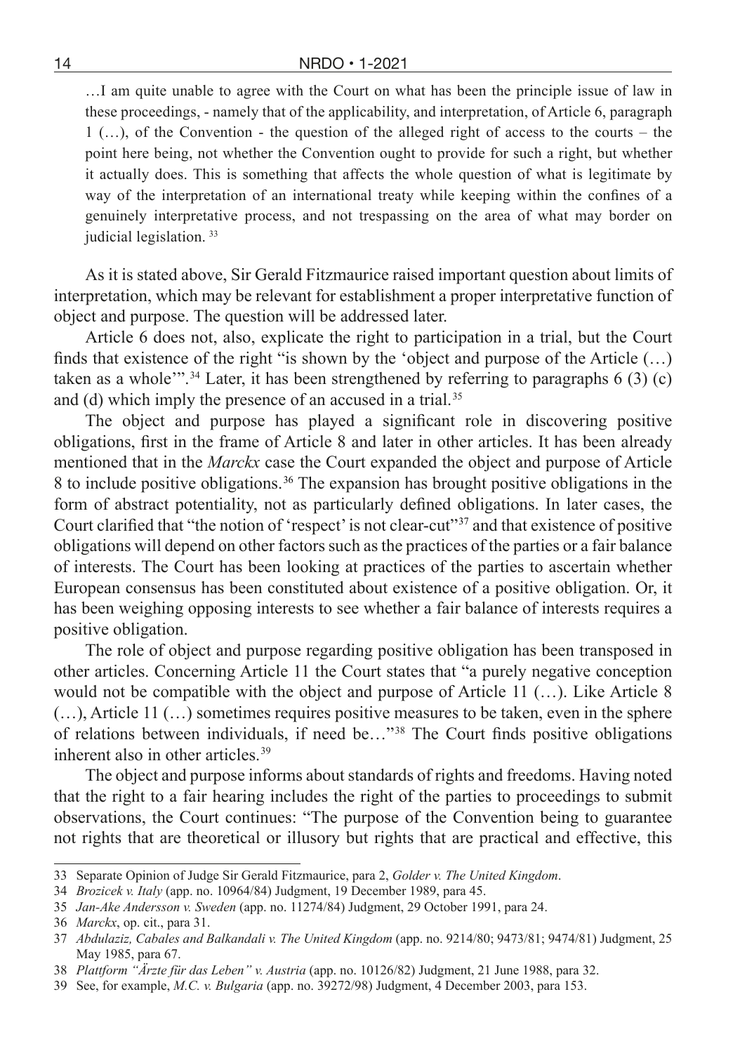> …I am quite unable to agree with the Court on what has been the principle issue of law in these proceedings, - namely that of the applicability, and interpretation, of Article 6, paragraph 1 (…), of the Convention - the question of the alleged right of access to the courts – the point here being, not whether the Convention ought to provide for such a right, but whether it actually does. This is something that affects the whole question of what is legitimate by way of the interpretation of an international treaty while keeping within the confines of a genuinely interpretative process, and not trespassing on the area of what may border on judicial legislation. [33]

As it is stated above, Sir Gerald Fitzmaurice raised important question about limits of interpretation, which may be relevant for establishment a proper interpretative function of object and purpose. The question will be addressed later.

Article 6 does not, also, explicate the right to participation in a trial, but the Court finds that existence of the right "is shown by the 'object and purpose of the Article (…) taken as a whole'".[34] Later, it has been strengthened by referring to paragraphs 6 (3) (c) and (d) which imply the presence of an accused in a trial.[35]

The object and purpose has played a significant role in discovering positive obligations, first in the frame of Article 8 and later in other articles. It has been already mentioned that in the *Marckx* case the Court expanded the object and purpose of Article 8 to include positive obligations.[36] The expansion has brought positive obligations in the form of abstract potentiality, not as particularly defined obligations. In later cases, the Court clarified that "the notion of 'respect' is not clear-cut"[37] and that existence of positive obligations will depend on other factors such as the practices of the parties or a fair balance of interests. The Court has been looking at practices of the parties to ascertain whether European consensus has been constituted about existence of a positive obligation. Or, it has been weighing opposing interests to see whether a fair balance of interests requires a positive obligation.

The role of object and purpose regarding positive obligation has been transposed in other articles. Concerning Article 11 the Court states that "a purely negative conception would not be compatible with the object and purpose of Article 11 (…). Like Article 8 (…), Article 11 (…) sometimes requires positive measures to be taken, even in the sphere of relations between individuals, if need be…"[38] The Court finds positive obligations inherent also in other articles.[39]

The object and purpose informs about standards of rights and freedoms. Having noted that the right to a fair hearing includes the right of the parties to proceedings to submit observations, the Court continues: "The purpose of the Convention being to guarantee not rights that are theoretical or illusory but rights that are practical and effective, this

---

33 Separate Opinion of Judge Sir Gerald Fitzmaurice, para 2, *Golder v. The United Kingdom*.

34 *Brozicek v. Italy* (app. no. 10964/84) Judgment, 19 December 1989, para 45.

35 *Jan-Ake Andersson v. Sweden* (app. no. 11274/84) Judgment, 29 October 1991, para 24.

36 *Marckx*, op. cit., para 31.

37 *Abdulaziz, Cabales and Balkandali v. The United Kingdom* (app. no. 9214/80; 9473/81; 9474/81) Judgment, 25 May 1985, para 67.

38 *Plattform "Ärzte für das Leben" v. Austria* (app. no. 10126/82) Judgment, 21 June 1988, para 32.

39 See, for example, *M.C. v. Bulgaria* (app. no. 39272/98) Judgment, 4 December 2003, para 153.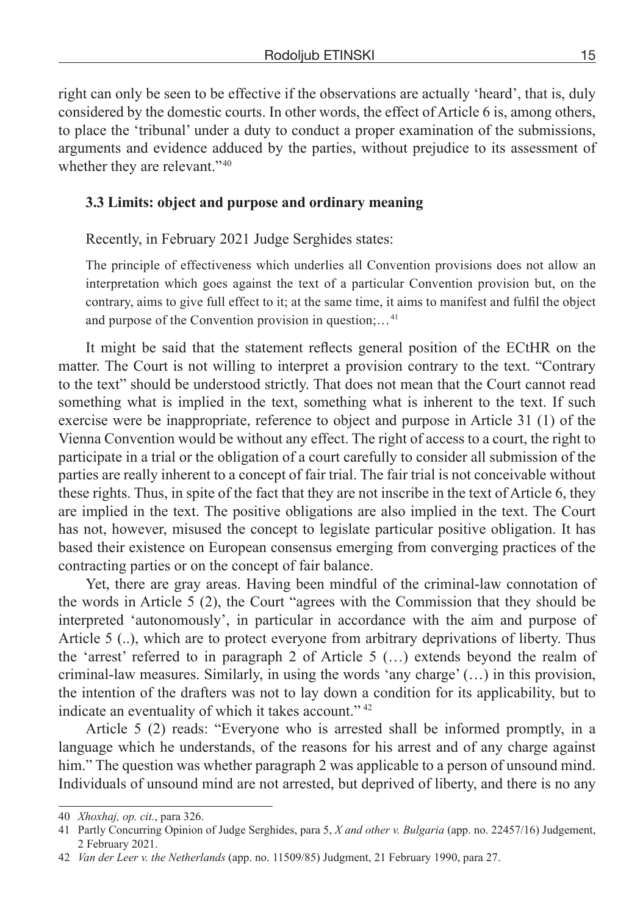right can only be seen to be effective if the observations are actually 'heard', that is, duly considered by the domestic courts. In other words, the effect of Article 6 is, among others, to place the 'tribunal' under a duty to conduct a proper examination of the submissions, arguments and evidence adduced by the parties, without prejudice to its assessment of whether they are relevant."[40]

### 3.3 Limits: object and purpose and ordinary meaning

Recently, in February 2021 Judge Serghides states:

> The principle of effectiveness which underlies all Convention provisions does not allow an interpretation which goes against the text of a particular Convention provision but, on the contrary, aims to give full effect to it; at the same time, it aims to manifest and fulfil the object and purpose of the Convention provision in question;…[41]

It might be said that the statement reflects general position of the ECtHR on the matter. The Court is not willing to interpret a provision contrary to the text. "Contrary to the text" should be understood strictly. That does not mean that the Court cannot read something what is implied in the text, something what is inherent to the text. If such exercise were be inappropriate, reference to object and purpose in Article 31 (1) of the Vienna Convention would be without any effect. The right of access to a court, the right to participate in a trial or the obligation of a court carefully to consider all submission of the parties are really inherent to a concept of fair trial. The fair trial is not conceivable without these rights. Thus, in spite of the fact that they are not inscribe in the text of Article 6, they are implied in the text. The positive obligations are also implied in the text. The Court has not, however, misused the concept to legislate particular positive obligation. It has based their existence on European consensus emerging from converging practices of the contracting parties or on the concept of fair balance.

Yet, there are gray areas. Having been mindful of the criminal-law connotation of the words in Article 5 (2), the Court "agrees with the Commission that they should be interpreted 'autonomously', in particular in accordance with the aim and purpose of Article 5 (..), which are to protect everyone from arbitrary deprivations of liberty. Thus the 'arrest' referred to in paragraph 2 of Article 5 (…) extends beyond the realm of criminal-law measures. Similarly, in using the words 'any charge' (…) in this provision, the intention of the drafters was not to lay down a condition for its applicability, but to indicate an eventuality of which it takes account."[42]

Article 5 (2) reads: "Everyone who is arrested shall be informed promptly, in a language which he understands, of the reasons for his arrest and of any charge against him." The question was whether paragraph 2 was applicable to a person of unsound mind. Individuals of unsound mind are not arrested, but deprived of liberty, and there is no any

---

40 *Xhoxhaj, op. cit.*, para 326.

41 Partly Concurring Opinion of Judge Serghides, para 5, *X and other v. Bulgaria* (app. no. 22457/16) Judgement, 2 February 2021.

42 *Van der Leer v. the Netherlands* (app. no. 11509/85) Judgment, 21 February 1990, para 27.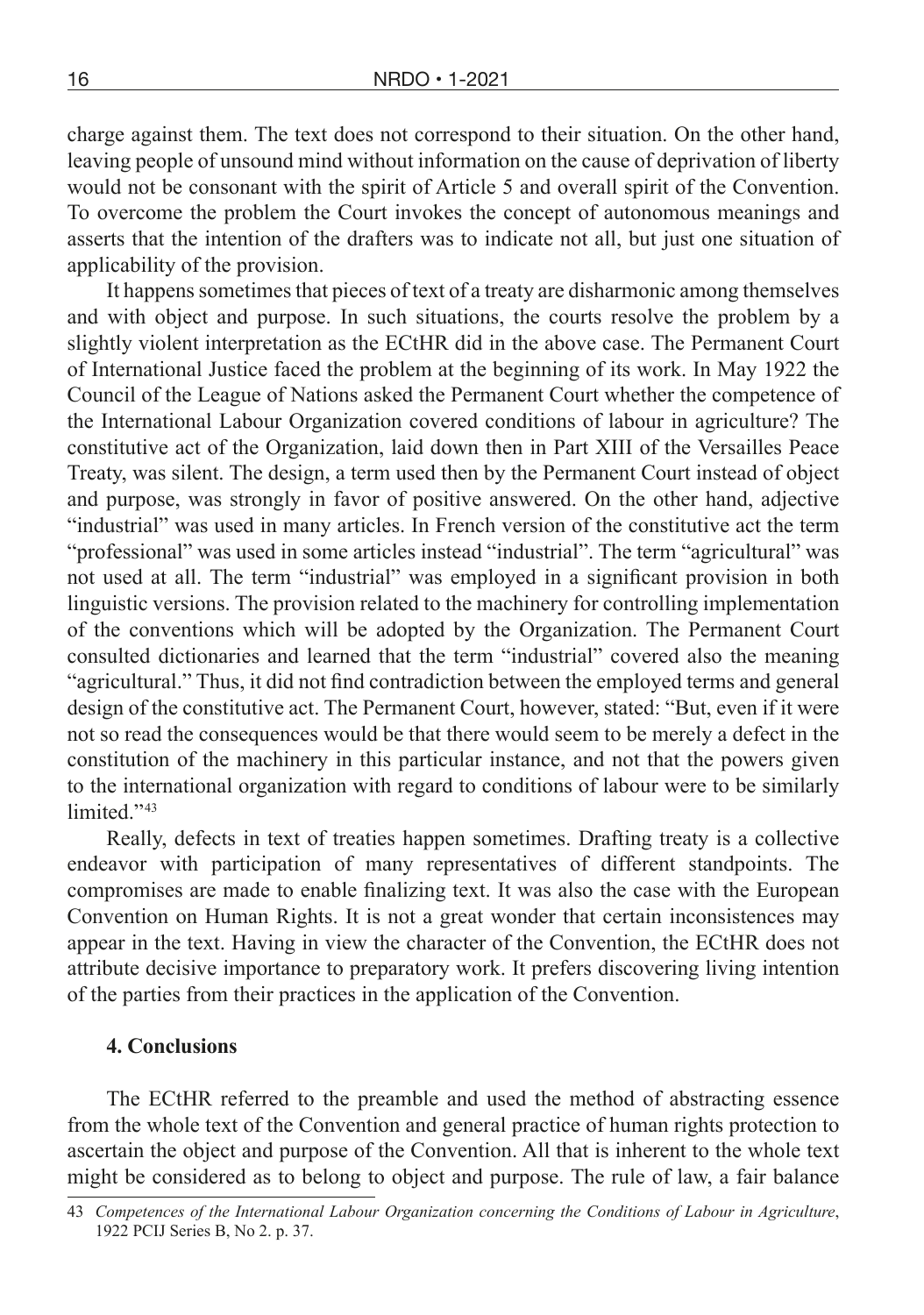charge against them. The text does not correspond to their situation. On the other hand, leaving people of unsound mind without information on the cause of deprivation of liberty would not be consonant with the spirit of Article 5 and overall spirit of the Convention. To overcome the problem the Court invokes the concept of autonomous meanings and asserts that the intention of the drafters was to indicate not all, but just one situation of applicability of the provision.

It happens sometimes that pieces of text of a treaty are disharmonic among themselves and with object and purpose. In such situations, the courts resolve the problem by a slightly violent interpretation as the ECtHR did in the above case. The Permanent Court of International Justice faced the problem at the beginning of its work. In May 1922 the Council of the League of Nations asked the Permanent Court whether the competence of the International Labour Organization covered conditions of labour in agriculture? The constitutive act of the Organization, laid down then in Part XIII of the Versailles Peace Treaty, was silent. The design, a term used then by the Permanent Court instead of object and purpose, was strongly in favor of positive answered. On the other hand, adjective "industrial" was used in many articles. In French version of the constitutive act the term "professional" was used in some articles instead "industrial". The term "agricultural" was not used at all. The term "industrial" was employed in a significant provision in both linguistic versions. The provision related to the machinery for controlling implementation of the conventions which will be adopted by the Organization. The Permanent Court consulted dictionaries and learned that the term "industrial" covered also the meaning "agricultural." Thus, it did not find contradiction between the employed terms and general design of the constitutive act. The Permanent Court, however, stated: "But, even if it were not so read the consequences would be that there would seem to be merely a defect in the constitution of the machinery in this particular instance, and not that the powers given to the international organization with regard to conditions of labour were to be similarly limited."[43]

Really, defects in text of treaties happen sometimes. Drafting treaty is a collective endeavor with participation of many representatives of different standpoints. The compromises are made to enable finalizing text. It was also the case with the European Convention on Human Rights. It is not a great wonder that certain inconsistences may appear in the text. Having in view the character of the Convention, the ECtHR does not attribute decisive importance to preparatory work. It prefers discovering living intention of the parties from their practices in the application of the Convention.

## 4. Conclusions

The ECtHR referred to the preamble and used the method of abstracting essence from the whole text of the Convention and general practice of human rights protection to ascertain the object and purpose of the Convention. All that is inherent to the whole text might be considered as to belong to object and purpose. The rule of law, a fair balance

---

43 *Competences of the International Labour Organization concerning the Conditions of Labour in Agriculture*, 1922 PCIJ Series B, No 2. p. 37.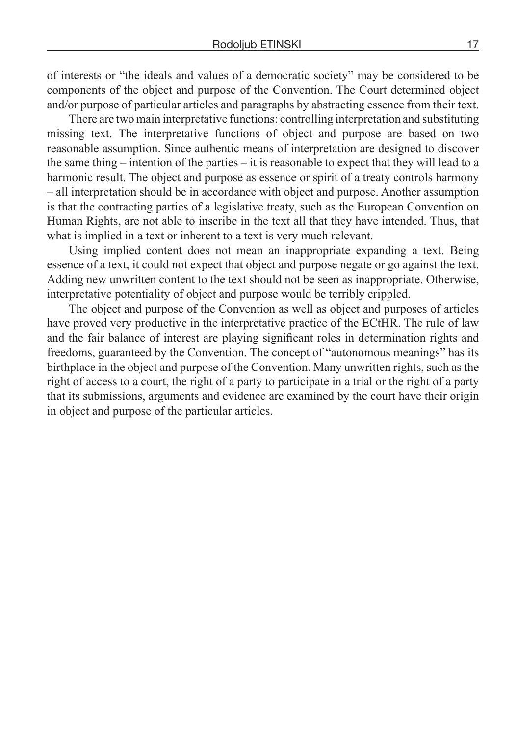of interests or "the ideals and values of a democratic society" may be considered to be components of the object and purpose of the Convention. The Court determined object and/or purpose of particular articles and paragraphs by abstracting essence from their text.

There are two main interpretative functions: controlling interpretation and substituting missing text. The interpretative functions of object and purpose are based on two reasonable assumption. Since authentic means of interpretation are designed to discover the same thing – intention of the parties – it is reasonable to expect that they will lead to a harmonic result. The object and purpose as essence or spirit of a treaty controls harmony – all interpretation should be in accordance with object and purpose. Another assumption is that the contracting parties of a legislative treaty, such as the European Convention on Human Rights, are not able to inscribe in the text all that they have intended. Thus, that what is implied in a text or inherent to a text is very much relevant.

Using implied content does not mean an inappropriate expanding a text. Being essence of a text, it could not expect that object and purpose negate or go against the text. Adding new unwritten content to the text should not be seen as inappropriate. Otherwise, interpretative potentiality of object and purpose would be terribly crippled.

The object and purpose of the Convention as well as object and purposes of articles have proved very productive in the interpretative practice of the ECtHR. The rule of law and the fair balance of interest are playing significant roles in determination rights and freedoms, guaranteed by the Convention. The concept of "autonomous meanings" has its birthplace in the object and purpose of the Convention. Many unwritten rights, such as the right of access to a court, the right of a party to participate in a trial or the right of a party that its submissions, arguments and evidence are examined by the court have their origin in object and purpose of the particular articles.